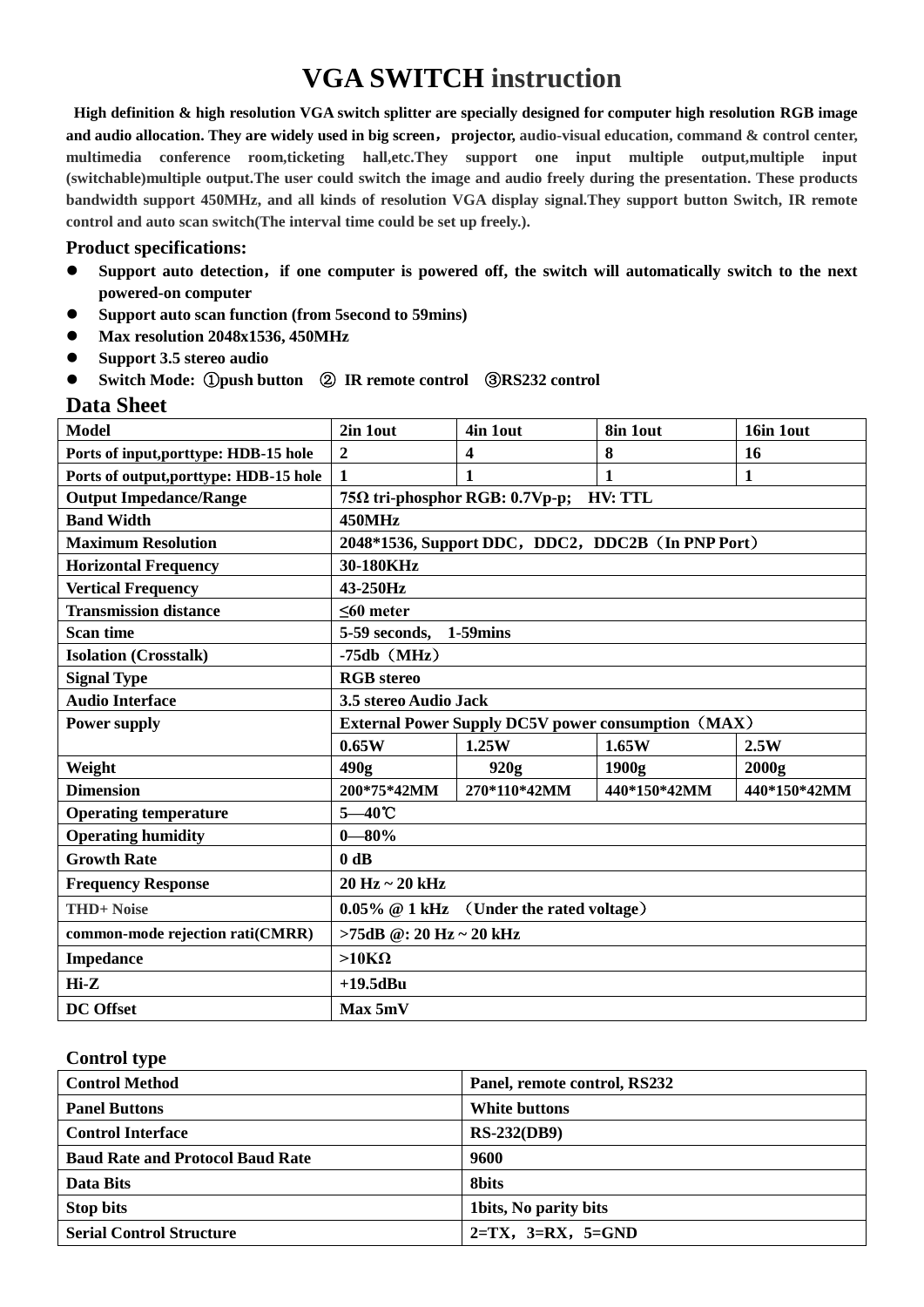# VGA SWITCH instruction

**High definition & high resolution VGA switch splitter are specially designed for computer high resolution RGB image and audio allocation. They are widely used in big screen，projector, audio-visual education, command & control center, multimedia conference room,ticketing hall,etc.They support one input multiple output,multiple input (switchable)multiple output.The user could switch the image and audio freely during the presentation. These products bandwidth support 450MHz, and all kinds of resolution VGA display signal.They support button Switch, IR remote control and auto scan switch(The interval time could be set up freely.).**

**Product specifications:**

- **Support auto detection，if one computer is powered off, the switch will automatically switch to the next powered-on computer**
- **Support auto scan function (from 5second to 59mins)**
- **Max resolution 2048x1536, 450MHz**
- **Support 3.5 stereo audio**
- **Switch Mode: ①push button ② IR remote control ③RS232 control**

## Data Sheet

| Model | 2in 1out | 4in 1out | 8in 1out | 16in 1out |
|---|---|---|---|---|
| Ports of input,porttype: HDB-15 hole | 2 | 4 | 8 | 16 |
| Ports of output,porttype: HDB-15 hole | 1 | 1 | 1 | 1 |
| Output Impedance/Range | 75Ω tri-phosphor RGB: 0.7Vp-p; HV: TTL | | | |
| Band Width | 450MHz | | | |
| Maximum Resolution | 2048*1536, Support DDC，DDC2，DDC2B（In PNP Port） | | | |
| Horizontal Frequency | 30-180KHz | | | |
| Vertical Frequency | 43-250Hz | | | |
| Transmission distance | ≤60 meter | | | |
| Scan time | 5-59 seconds, 1-59mins | | | |
| Isolation (Crosstalk) | -75db（MHz） | | | |
| Signal Type | RGB stereo | | | |
| Audio Interface | 3.5 stereo Audio Jack | | | |
| Power supply | External Power Supply DC5V power consumption（MAX） | | | |
| | 0.65W | 1.25W | 1.65W | 2.5W |
| Weight | 490g | 920g | 1900g | 2000g |
| Dimension | 200*75*42MM | 270*110*42MM | 440*150*42MM | 440*150*42MM |
| Operating temperature | 5—40℃ | | | |
| Operating humidity | 0—80% | | | |
| Growth Rate | 0 dB | | | |
| Frequency Response | 20 Hz ~ 20 kHz | | | |
| THD+ Noise | 0.05% @ 1 kHz （Under the rated voltage） | | | |
| common-mode rejection rati(CMRR) | >75dB @: 20 Hz ~ 20 kHz | | | |
| Impedance | >10KΩ | | | |
| Hi-Z | +19.5dBu | | | |
| DC Offset | Max 5mV | | | |

**Control type**

| Control Method | Panel, remote control, RS232 |
|---|---|
| Panel Buttons | White buttons |
| Control Interface | RS-232(DB9) |
| Baud Rate and Protocol Baud Rate | 9600 |
| Data Bits | 8bits |
| Stop bits | 1bits, No parity bits |
| Serial Control Structure | 2=TX，3=RX，5=GND |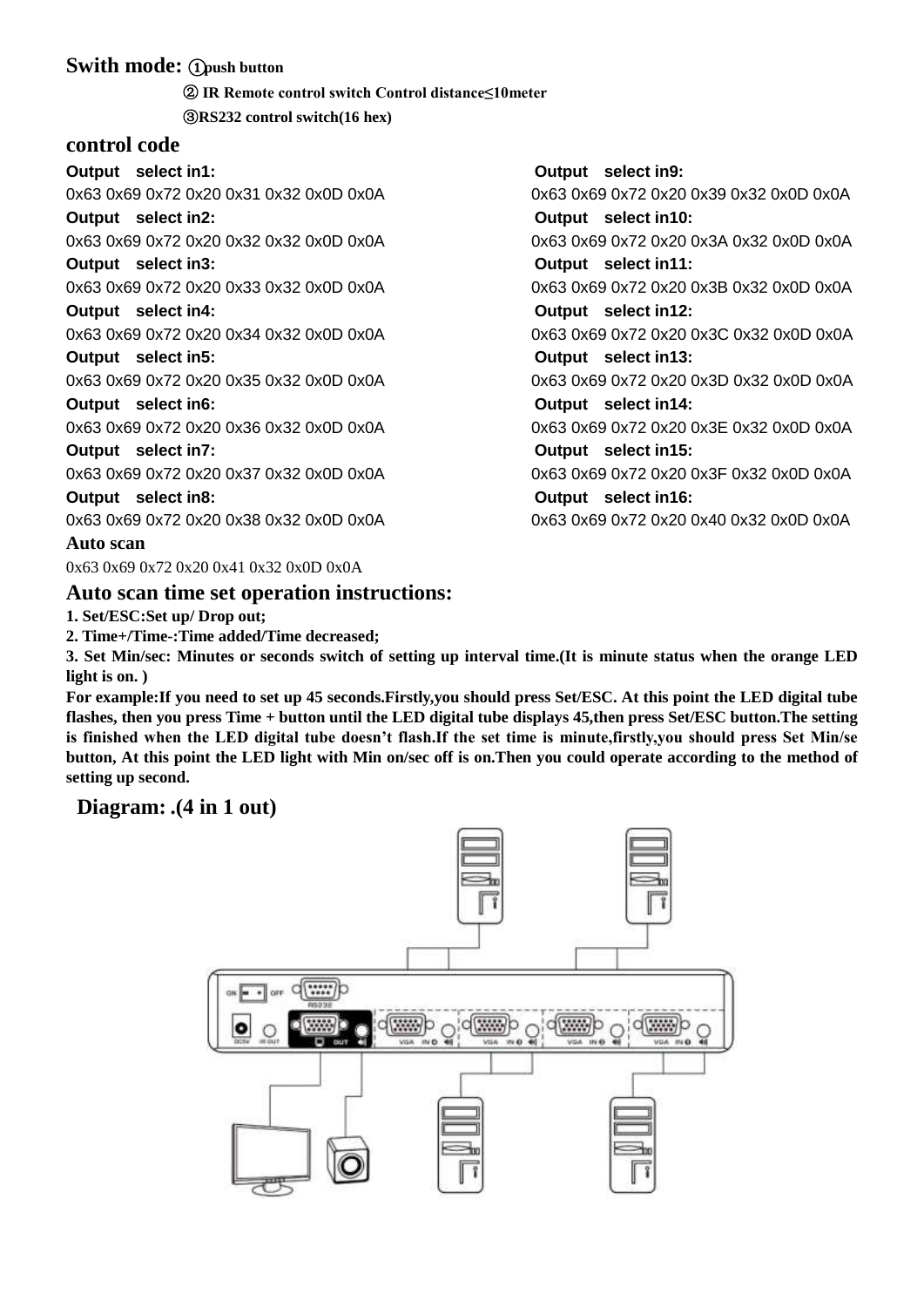**Swith mode:** ①push button

② IR Remote control switch Control distance≤10meter

③RS232 control switch(16 hex)

## control code

**Output select in1:**
0x63 0x69 0x72 0x20 0x31 0x32 0x0D 0x0A

**Output select in2:**
0x63 0x69 0x72 0x20 0x32 0x32 0x0D 0x0A

**Output select in3:**
0x63 0x69 0x72 0x20 0x33 0x32 0x0D 0x0A

**Output select in4:**
0x63 0x69 0x72 0x20 0x34 0x32 0x0D 0x0A

**Output select in5:**
0x63 0x69 0x72 0x20 0x35 0x32 0x0D 0x0A

**Output select in6:**
0x63 0x69 0x72 0x20 0x36 0x32 0x0D 0x0A

**Output select in7:**
0x63 0x69 0x72 0x20 0x37 0x32 0x0D 0x0A

**Output select in8:**
0x63 0x69 0x72 0x20 0x38 0x32 0x0D 0x0A

**Output select in9:**
0x63 0x69 0x72 0x20 0x39 0x32 0x0D 0x0A

**Output select in10:**
0x63 0x69 0x72 0x20 0x3A 0x32 0x0D 0x0A

**Output select in11:**
0x63 0x69 0x72 0x20 0x3B 0x32 0x0D 0x0A

**Output select in12:**
0x63 0x69 0x72 0x20 0x3C 0x32 0x0D 0x0A

**Output select in13:**
0x63 0x69 0x72 0x20 0x3D 0x32 0x0D 0x0A

**Output select in14:**
0x63 0x69 0x72 0x20 0x3E 0x32 0x0D 0x0A

**Output select in15:**
0x63 0x69 0x72 0x20 0x3F 0x32 0x0D 0x0A

**Output select in16:**
0x63 0x69 0x72 0x20 0x40 0x32 0x0D 0x0A

**Auto scan**
0x63 0x69 0x72 0x20 0x41 0x32 0x0D 0x0A

## Auto scan time set operation instructions:

**1. Set/ESC:Set up/ Drop out;**

**2. Time+/Time-:Time added/Time decreased;**

**3. Set Min/sec: Minutes or seconds switch of setting up interval time.(It is minute status when the orange LED light is on. )**

**For example:If you need to set up 45 seconds.Firstly,you should press Set/ESC. At this point the LED digital tube flashes, then you press Time + button until the LED digital tube displays 45,then press Set/ESC button.The setting is finished when the LED digital tube doesn't flash.If the set time is minute,firstly,you should press Set Min/se button, At this point the LED light with Min on/sec off is on.Then you could operate according to the method of setting up second.**

## Diagram: .(4 in 1 out)

ON OFF
RS232
DC5V IR OUT
OUT
VGA IN
VGA IN
VGA IN
VGA IN